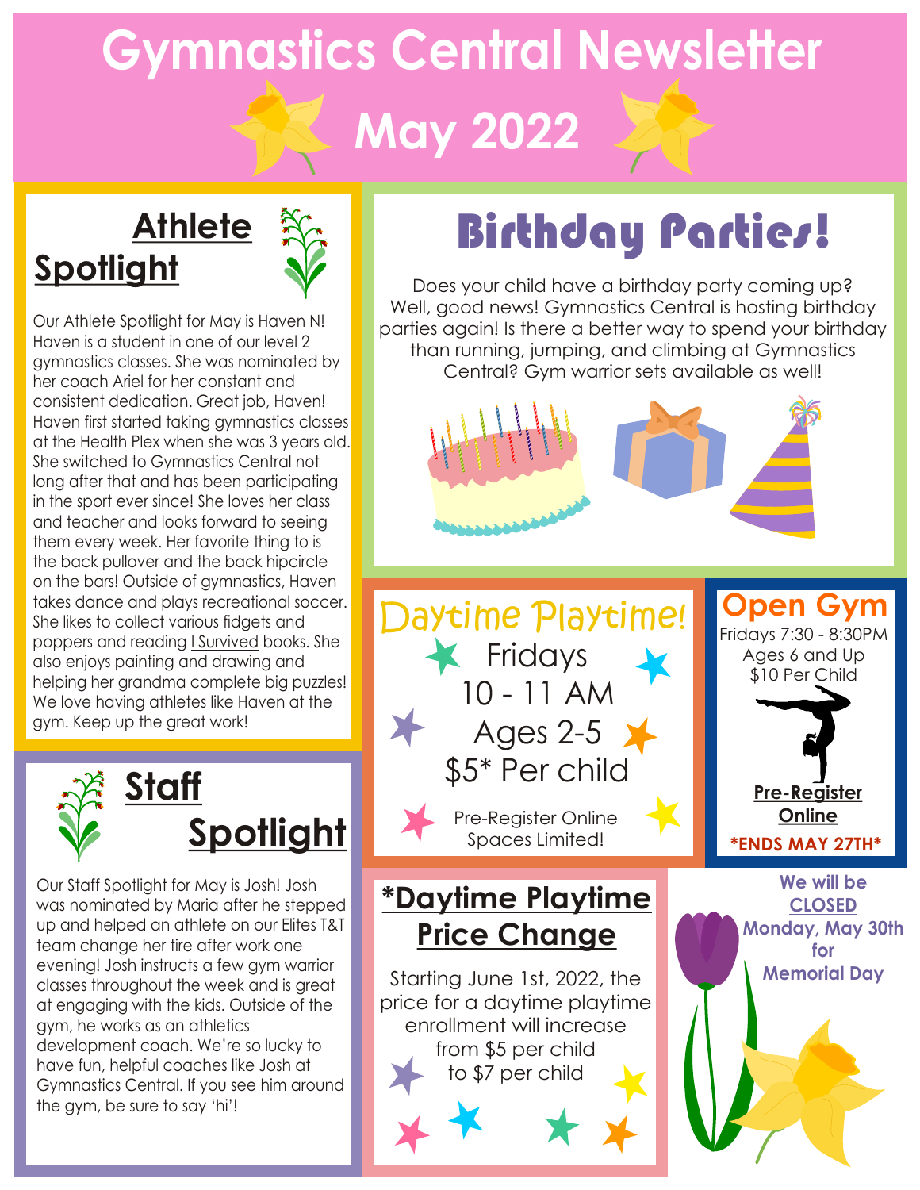# Gymnastics Central Newsletter

# May 2022

## Athlete Spotlight

Our Athlete Spotlight for May is Haven N! Haven is a student in one of our level 2 gymnastics classes. She was nominated by her coach Ariel for her constant and consistent dedication. Great job, Haven! Haven first started taking gymnastics classes at the Health Plex when she was 3 years old. She switched to Gymnastics Central not long after that and has been participating in the sport ever since! She loves her class and teacher and looks forward to seeing them every week. Her favorite thing to is the back pullover and the back hipcircle on the bars! Outside of gymnastics, Haven takes dance and plays recreational soccer. She likes to collect various fidgets and poppers and reading I Survived books. She also enjoys painting and drawing and helping her grandma complete big puzzles! We love having athletes like Haven at the gym. Keep up the great work!

## Staff Spotlight

Our Staff Spotlight for May is Josh! Josh was nominated by Maria after he stepped up and helped an athlete on our Elites T&T team change her tire after work one evening! Josh instructs a few gym warrior classes throughout the week and is great at engaging with the kids. Outside of the gym, he works as an athletics development coach. We're so lucky to have fun, helpful coaches like Josh at Gymnastics Central. If you see him around the gym, be sure to say 'hi'!

## Birthday Parties!

Does your child have a birthday party coming up? Well, good news! Gymnastics Central is hosting birthday parties again! Is there a better way to spend your birthday than running, jumping, and climbing at Gymnastics Central? Gym warrior sets available as well!

## Daytime Playtime!

Fridays
10 - 11 AM
Ages 2-5
$5* Per child

Pre-Register Online
Spaces Limited!

## Open Gym

Fridays 7:30 - 8:30PM
Ages 6 and Up
$10 Per Child

**Pre-Register Online**

**\*ENDS MAY 27TH\***

## *Daytime Playtime Price Change

Starting June 1st, 2022, the price for a daytime playtime enrollment will increase from $5 per child to $7 per child

**We will be CLOSED Monday, May 30th for Memorial Day**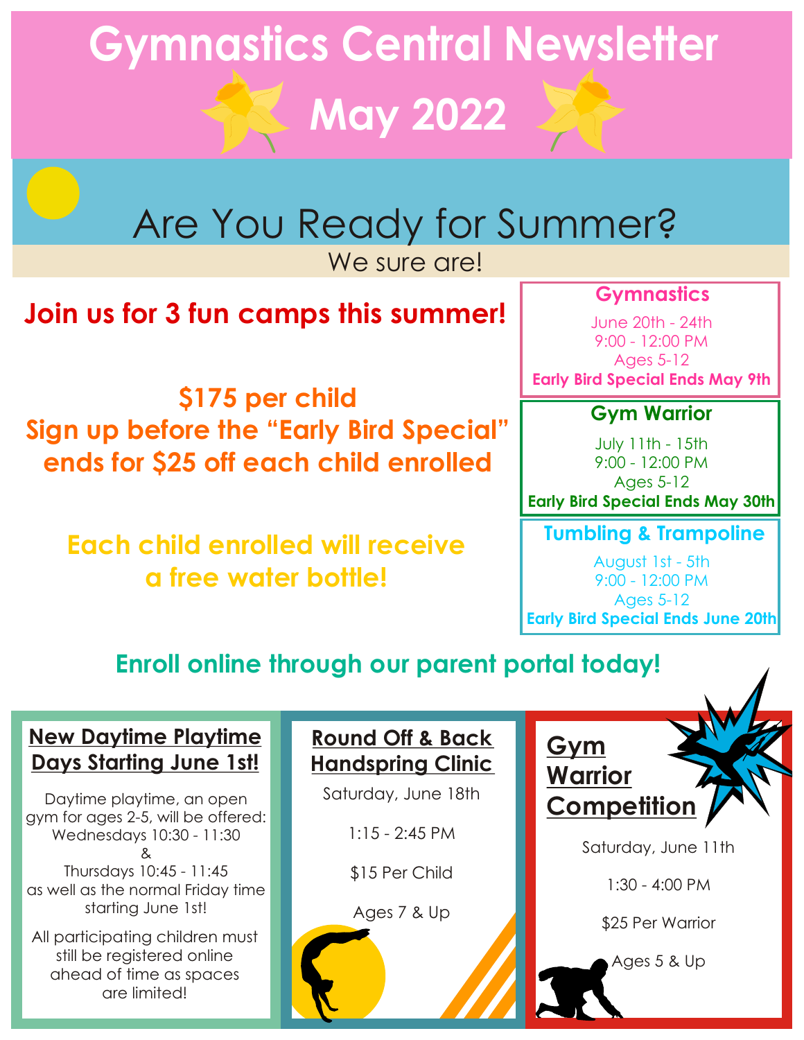# Gymnastics Central Newsletter

# May 2022

## Are You Ready for Summer?

We sure are!

**Join us for 3 fun camps this summer!**

**$175 per child**
**Sign up before the "Early Bird Special" ends for $25 off each child enrolled**

**Each child enrolled will receive a free water bottle!**

### Gymnastics

June 20th - 24th
9:00 - 12:00 PM
Ages 5-12
**Early Bird Special Ends May 9th**

### Gym Warrior

July 11th - 15th
9:00 - 12:00 PM
Ages 5-12
**Early Bird Special Ends May 30th**

### Tumbling & Trampoline

August 1st - 5th
9:00 - 12:00 PM
Ages 5-12
**Early Bird Special Ends June 20th**

**Enroll online through our parent portal today!**

### New Daytime Playtime Days Starting June 1st!

Daytime playtime, an open gym for ages 2-5, will be offered:
Wednesdays 10:30 - 11:30
&
Thursdays 10:45 - 11:45
as well as the normal Friday time starting June 1st!

All participating children must still be registered online ahead of time as spaces are limited!

### Round Off & Back Handspring Clinic

Saturday, June 18th

1:15 - 2:45 PM

$15 Per Child

Ages 7 & Up

### Gym Warrior Competition

Saturday, June 11th

1:30 - 4:00 PM

$25 Per Warrior

Ages 5 & Up